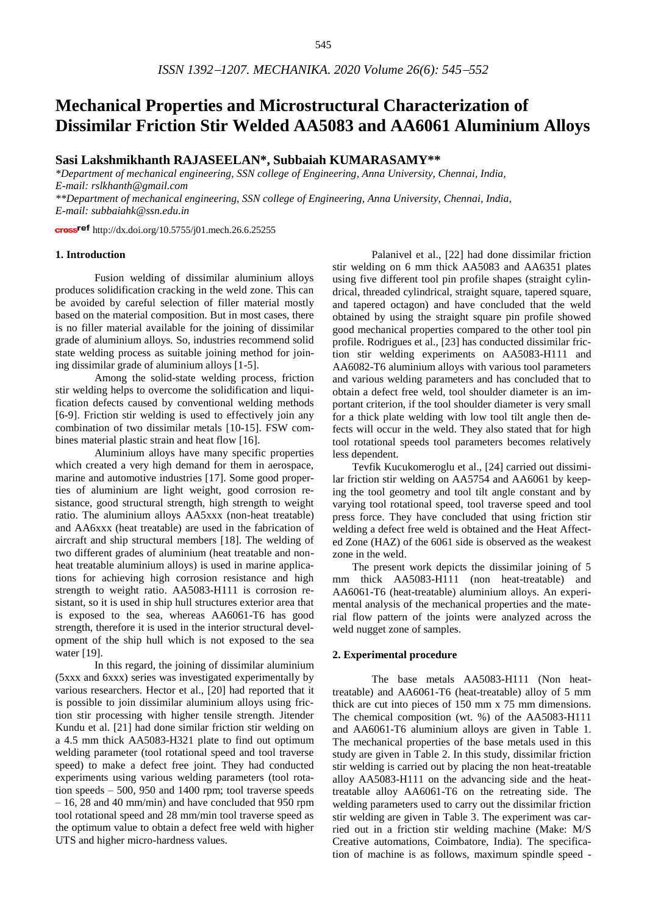# Mechanical Properties and Microstructural Characterization of Dissimilar Friction Stir Welded AA5083 and AA6061 Aluminium Alloys

## Sasi Lakshmikhanth RAJASEELAN*, Subbaiah KUMARASAMY**

*\*Department of mechanical engineering, SSN college of Engineering, Anna University, Chennai, India, E-mail: rslkhanth@gmail.com*

*\*\*Department of mechanical engineering, SSN college of Engineering, Anna University, Chennai, India, E-mail: subbaiahk@ssn.edu.in*

crossref http://dx.doi.org/10.5755/j01.mech.26.6.25255

### 1. Introduction

Fusion welding of dissimilar aluminium alloys produces solidification cracking in the weld zone. This can be avoided by careful selection of filler material mostly based on the material composition. But in most cases, there is no filler material available for the joining of dissimilar grade of aluminium alloys. So, industries recommend solid state welding process as suitable joining method for joining dissimilar grade of aluminium alloys [1-5].

Among the solid-state welding process, friction stir welding helps to overcome the solidification and liquification defects caused by conventional welding methods [6-9]. Friction stir welding is used to effectively join any combination of two dissimilar metals [10-15]. FSW combines material plastic strain and heat flow [16].

Aluminium alloys have many specific properties which created a very high demand for them in aerospace, marine and automotive industries [17]. Some good properties of aluminium are light weight, good corrosion resistance, good structural strength, high strength to weight ratio. The aluminium alloys AA5xxx (non-heat treatable) and AA6xxx (heat treatable) are used in the fabrication of aircraft and ship structural members [18]. The welding of two different grades of aluminium (heat treatable and non-heat treatable aluminium alloys) is used in marine applications for achieving high corrosion resistance and high strength to weight ratio. AA5083-H111 is corrosion resistant, so it is used in ship hull structures exterior area that is exposed to the sea, whereas AA6061-T6 has good strength, therefore it is used in the interior structural development of the ship hull which is not exposed to the sea water [19].

In this regard, the joining of dissimilar aluminium (5xxx and 6xxx) series was investigated experimentally by various researchers. Hector et al., [20] had reported that it is possible to join dissimilar aluminium alloys using friction stir processing with higher tensile strength. Jitender Kundu et al. [21] had done similar friction stir welding on a 4.5 mm thick AA5083-H321 plate to find out optimum welding parameter (tool rotational speed and tool traverse speed) to make a defect free joint. They had conducted experiments using various welding parameters (tool rotation speeds – 500, 950 and 1400 rpm; tool traverse speeds – 16, 28 and 40 mm/min) and have concluded that 950 rpm tool rotational speed and 28 mm/min tool traverse speed as the optimum value to obtain a defect free weld with higher UTS and higher micro-hardness values.

Palanivel et al., [22] had done dissimilar friction stir welding on 6 mm thick AA5083 and AA6351 plates using five different tool pin profile shapes (straight cylindrical, threaded cylindrical, straight square, tapered square, and tapered octagon) and have concluded that the weld obtained by using the straight square pin profile showed good mechanical properties compared to the other tool pin profile. Rodrigues et al., [23] has conducted dissimilar friction stir welding experiments on AA5083-H111 and AA6082-T6 aluminium alloys with various tool parameters and various welding parameters and has concluded that to obtain a defect free weld, tool shoulder diameter is an important criterion, if the tool shoulder diameter is very small for a thick plate welding with low tool tilt angle then defects will occur in the weld. They also stated that for high tool rotational speeds tool parameters becomes relatively less dependent.

Tevfik Kucukomeroglu et al., [24] carried out dissimilar friction stir welding on AA5754 and AA6061 by keeping the tool geometry and tool tilt angle constant and by varying tool rotational speed, tool traverse speed and tool press force. They have concluded that using friction stir welding a defect free weld is obtained and the Heat Affected Zone (HAZ) of the 6061 side is observed as the weakest zone in the weld.

The present work depicts the dissimilar joining of 5 mm thick AA5083-H111 (non heat-treatable) and AA6061-T6 (heat-treatable) aluminium alloys. An experimental analysis of the mechanical properties and the material flow pattern of the joints were analyzed across the weld nugget zone of samples.

### 2. Experimental procedure

The base metals AA5083-H111 (Non heat-treatable) and AA6061-T6 (heat-treatable) alloy of 5 mm thick are cut into pieces of 150 mm x 75 mm dimensions. The chemical composition (wt. %) of the AA5083-H111 and AA6061-T6 aluminium alloys are given in Table 1. The mechanical properties of the base metals used in this study are given in Table 2. In this study, dissimilar friction stir welding is carried out by placing the non heat-treatable alloy AA5083-H111 on the advancing side and the heat-treatable alloy AA6061-T6 on the retreating side. The welding parameters used to carry out the dissimilar friction stir welding are given in Table 3. The experiment was carried out in a friction stir welding machine (Make: M/S Creative automations, Coimbatore, India). The specification of machine is as follows, maximum spindle speed -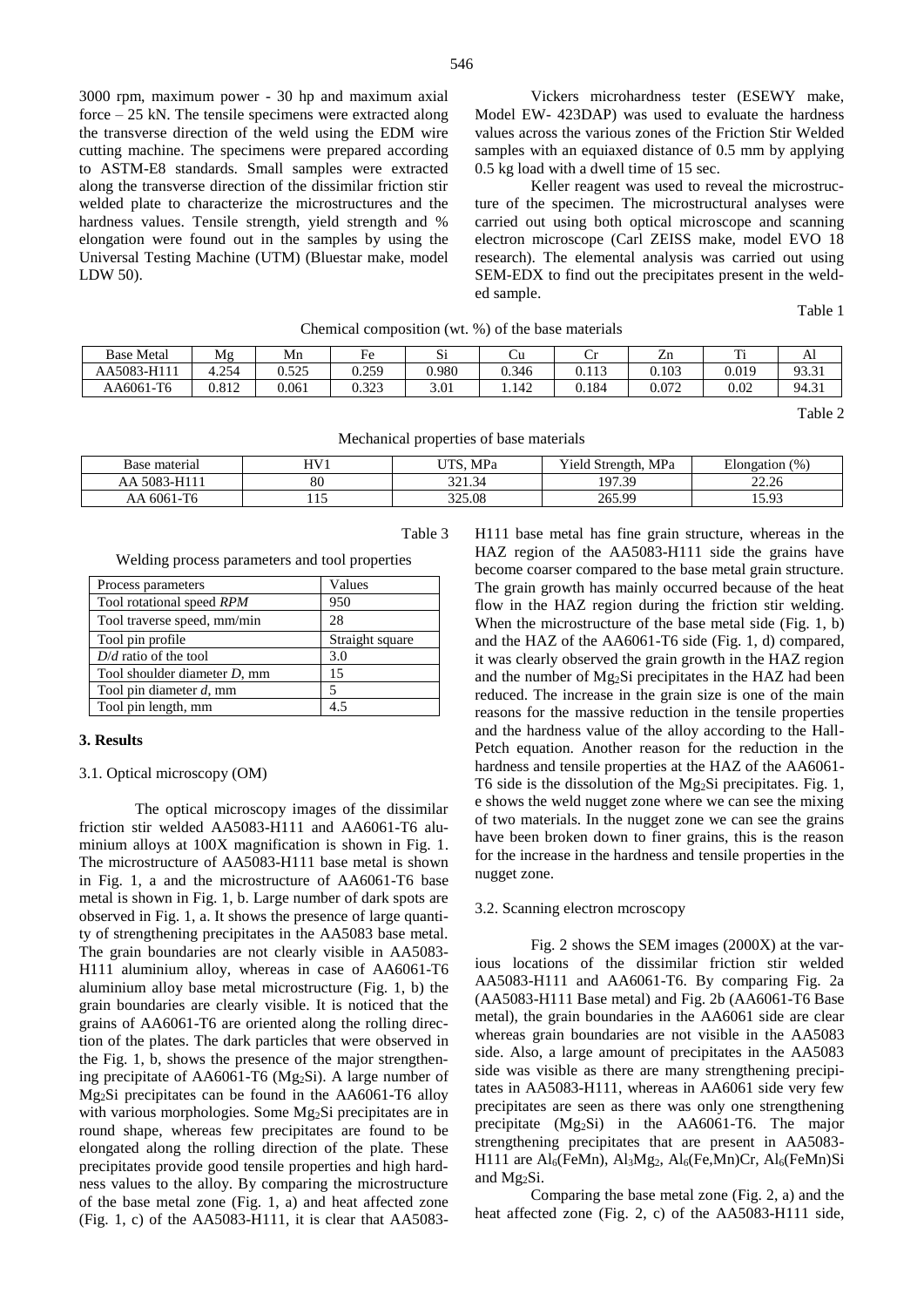3000 rpm, maximum power - 30 hp and maximum axial force – 25 kN. The tensile specimens were extracted along the transverse direction of the weld using the EDM wire cutting machine. The specimens were prepared according to ASTM-E8 standards. Small samples were extracted along the transverse direction of the dissimilar friction stir welded plate to characterize the microstructures and the hardness values. Tensile strength, yield strength and % elongation were found out in the samples by using the Universal Testing Machine (UTM) (Bluestar make, model LDW 50).

Vickers microhardness tester (ESEWY make, Model EW- 423DAP) was used to evaluate the hardness values across the various zones of the Friction Stir Welded samples with an equiaxed distance of 0.5 mm by applying 0.5 kg load with a dwell time of 15 sec.

Keller reagent was used to reveal the microstructure of the specimen. The microstructural analyses were carried out using both optical microscope and scanning electron microscope (Carl ZEISS make, model EVO 18 research). The elemental analysis was carried out using SEM-EDX to find out the precipitates present in the welded sample.

Table 1

Chemical composition (wt. %) of the base materials

| Base Metal | Mg | Mn | Fe | Si | Cu | Cr | Zn | Ti | Al |
|---|---|---|---|---|---|---|---|---|---|
| AA5083-H111 | 4.254 | 0.525 | 0.259 | 0.980 | 0.346 | 0.113 | 0.103 | 0.019 | 93.31 |
| AA6061-T6 | 0.812 | 0.061 | 0.323 | 3.01 | 1.142 | 0.184 | 0.072 | 0.02 | 94.31 |

Table 2

Mechanical properties of base materials

| Base material | HV1 | UTS, MPa | Yield Strength, MPa | Elongation (%) |
|---|---|---|---|---|
| AA 5083-H111 | 80 | 321.34 | 197.39 | 22.26 |
| AA 6061-T6 | 115 | 325.08 | 265.99 | 15.93 |

Table 3

Welding process parameters and tool properties

| Process parameters | Values |
|---|---|
| Tool rotational speed *RPM* | 950 |
| Tool traverse speed, mm/min | 28 |
| Tool pin profile | Straight square |
| *D*/*d* ratio of the tool | 3.0 |
| Tool shoulder diameter *D*, mm | 15 |
| Tool pin diameter *d*, mm | 5 |
| Tool pin length, mm | 4.5 |

## 3. Results

### 3.1. Optical microscopy (OM)

The optical microscopy images of the dissimilar friction stir welded AA5083-H111 and AA6061-T6 aluminium alloys at 100X magnification is shown in Fig. 1. The microstructure of AA5083-H111 base metal is shown in Fig. 1, a and the microstructure of AA6061-T6 base metal is shown in Fig. 1, b. Large number of dark spots are observed in Fig. 1, a. It shows the presence of large quantity of strengthening precipitates in the AA5083 base metal. The grain boundaries are not clearly visible in AA5083-H111 aluminium alloy, whereas in case of AA6061-T6 aluminium alloy base metal microstructure (Fig. 1, b) the grain boundaries are clearly visible. It is noticed that the grains of AA6061-T6 are oriented along the rolling direction of the plates. The dark particles that were observed in the Fig. 1, b, shows the presence of the major strengthening precipitate of AA6061-T6 ($Mg_2Si$). A large number of $Mg_2Si$ precipitates can be found in the AA6061-T6 alloy with various morphologies. Some $Mg_2Si$ precipitates are in round shape, whereas few precipitates are found to be elongated along the rolling direction of the plate. These precipitates provide good tensile properties and high hardness values to the alloy. By comparing the microstructure of the base metal zone (Fig. 1, a) and heat affected zone (Fig. 1, c) of the AA5083-H111, it is clear that AA5083-H111 base metal has fine grain structure, whereas in the HAZ region of the AA5083-H111 side the grains have become coarser compared to the base metal grain structure. The grain growth has mainly occurred because of the heat flow in the HAZ region during the friction stir welding. When the microstructure of the base metal side (Fig. 1, b) and the HAZ of the AA6061-T6 side (Fig. 1, d) compared, it was clearly observed the grain growth in the HAZ region and the number of $Mg_2Si$ precipitates in the HAZ had been reduced. The increase in the grain size is one of the main reasons for the massive reduction in the tensile properties and the hardness value of the alloy according to the Hall-Petch equation. Another reason for the reduction in the hardness and tensile properties at the HAZ of the AA6061-T6 side is the dissolution of the $Mg_2Si$ precipitates. Fig. 1, e shows the weld nugget zone where we can see the mixing of two materials. In the nugget zone we can see the grains have been broken down to finer grains, this is the reason for the increase in the hardness and tensile properties in the nugget zone.

### 3.2. Scanning electron mcroscopy

Fig. 2 shows the SEM images (2000X) at the various locations of the dissimilar friction stir welded AA5083-H111 and AA6061-T6. By comparing Fig. 2a (AA5083-H111 Base metal) and Fig. 2b (AA6061-T6 Base metal), the grain boundaries in the AA6061 side are clear whereas grain boundaries are not visible in the AA5083 side. Also, a large amount of precipitates in the AA5083 side was visible as there are many strengthening precipitates in AA5083-H111, whereas in AA6061 side very few precipitates are seen as there was only one strengthening precipitate ($Mg_2Si$) in the AA6061-T6. The major strengthening precipitates that are present in AA5083-H111 are $Al_6(FeMn)$, $Al_3Mg_2$, $Al_6(Fe,Mn)Cr$, $Al_6(FeMn)Si$ and $Mg_2Si$.

Comparing the base metal zone (Fig. 2, a) and the heat affected zone (Fig. 2, c) of the AA5083-H111 side,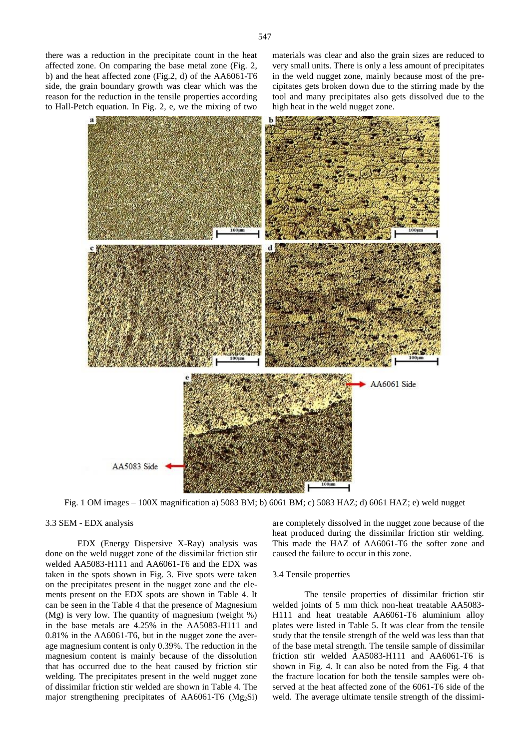there was a reduction in the precipitate count in the heat affected zone. On comparing the base metal zone (Fig. 2, b) and the heat affected zone (Fig.2, d) of the AA6061-T6 side, the grain boundary growth was clear which was the reason for the reduction in the tensile properties according to Hall-Petch equation. In Fig. 2, e, we the mixing of two materials was clear and also the grain sizes are reduced to very small units. There is only a less amount of precipitates in the weld nugget zone, mainly because most of the precipitates gets broken down due to the stirring made by the tool and many precipitates also gets dissolved due to the high heat in the weld nugget zone.

Fig. 1 OM images – 100X magnification a) 5083 BM; b) 6061 BM; c) 5083 HAZ; d) 6061 HAZ; e) weld nugget

### 3.3 SEM - EDX analysis

EDX (Energy Dispersive X-Ray) analysis was done on the weld nugget zone of the dissimilar friction stir welded AA5083-H111 and AA6061-T6 and the EDX was taken in the spots shown in Fig. 3. Five spots were taken on the precipitates present in the nugget zone and the elements present on the EDX spots are shown in Table 4. It can be seen in the Table 4 that the presence of Magnesium (Mg) is very low. The quantity of magnesium (weight %) in the base metals are 4.25% in the AA5083-H111 and 0.81% in the AA6061-T6, but in the nugget zone the average magnesium content is only 0.39%. The reduction in the magnesium content is mainly because of the dissolution that has occurred due to the heat caused by friction stir welding. The precipitates present in the weld nugget zone of dissimilar friction stir welded are shown in Table 4. The major strengthening precipitates of AA6061-T6 ($Mg_2Si$) are completely dissolved in the nugget zone because of the heat produced during the dissimilar friction stir welding. This made the HAZ of AA6061-T6 the softer zone and caused the failure to occur in this zone.

### 3.4 Tensile properties

The tensile properties of dissimilar friction stir welded joints of 5 mm thick non-heat treatable AA5083-H111 and heat treatable AA6061-T6 aluminium alloy plates were listed in Table 5. It was clear from the tensile study that the tensile strength of the weld was less than that of the base metal strength. The tensile sample of dissimilar friction stir welded AA5083-H111 and AA6061-T6 is shown in Fig. 4. It can also be noted from the Fig. 4 that the fracture location for both the tensile samples were observed at the heat affected zone of the 6061-T6 side of the weld. The average ultimate tensile strength of the dissimi-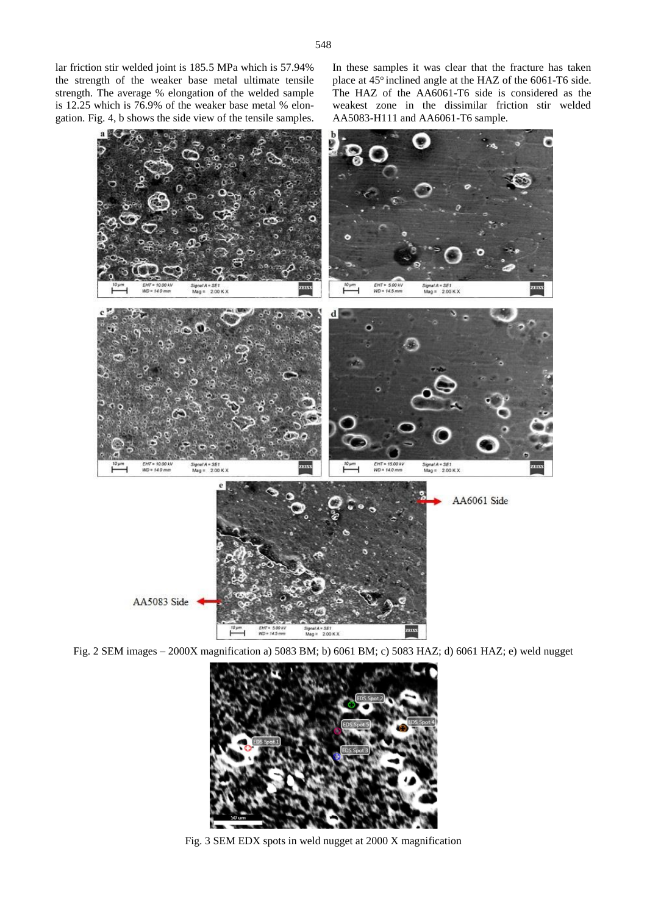lar friction stir welded joint is 185.5 MPa which is 57.94% the strength of the weaker base metal ultimate tensile strength. The average % elongation of the welded sample is 12.25 which is 76.9% of the weaker base metal % elongation. Fig. 4, b shows the side view of the tensile samples. In these samples it was clear that the fracture has taken place at 45° inclined angle at the HAZ of the 6061-T6 side. The HAZ of the AA6061-T6 side is considered as the weakest zone in the dissimilar friction stir welded AA5083-H111 and AA6061-T6 sample.

Fig. 2 SEM images – 2000X magnification a) 5083 BM; b) 6061 BM; c) 5083 HAZ; d) 6061 HAZ; e) weld nugget

Fig. 3 SEM EDX spots in weld nugget at 2000 X magnification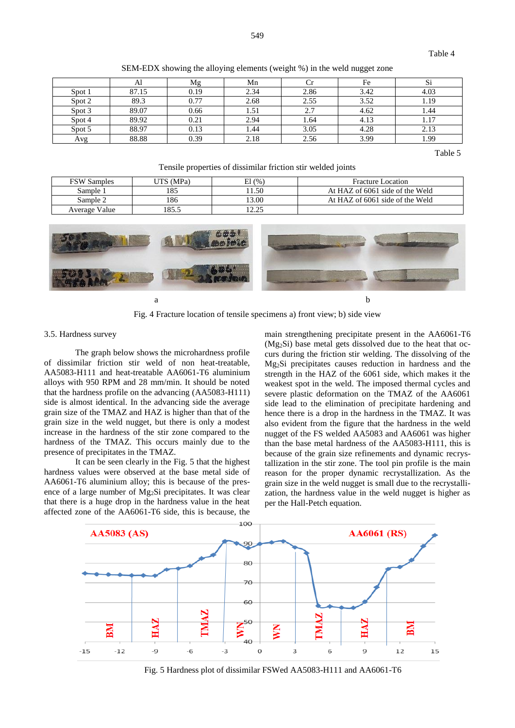Table 4

SEM-EDX showing the alloying elements (weight %) in the weld nugget zone

| | Al | Mg | Mn | Cr | Fe | Si |
|---|---|---|---|---|---|---|
| Spot 1 | 87.15 | 0.19 | 2.34 | 2.86 | 3.42 | 4.03 |
| Spot 2 | 89.3 | 0.77 | 2.68 | 2.55 | 3.52 | 1.19 |
| Spot 3 | 89.07 | 0.66 | 1.51 | 2.7 | 4.62 | 1.44 |
| Spot 4 | 89.92 | 0.21 | 2.94 | 1.64 | 4.13 | 1.17 |
| Spot 5 | 88.97 | 0.13 | 1.44 | 3.05 | 4.28 | 2.13 |
| Avg | 88.88 | 0.39 | 2.18 | 2.56 | 3.99 | 1.99 |

Table 5

Tensile properties of dissimilar friction stir welded joints

| FSW Samples | UTS (MPa) | El (%) | Fracture Location |
|---|---|---|---|
| Sample 1 | 185 | 11.50 | At HAZ of 6061 side of the Weld |
| Sample 2 | 186 | 13.00 | At HAZ of 6061 side of the Weld |
| Average Value | 185.5 | 12.25 | |

Fig. 4 Fracture location of tensile specimens a) front view; b) side view

### 3.5. Hardness survey

The graph below shows the microhardness profile of dissimilar friction stir weld of non heat-treatable, AA5083-H111 and heat-treatable AA6061-T6 aluminium alloys with 950 RPM and 28 mm/min. It should be noted that the hardness profile on the advancing (AA5083-H111) side is almost identical. In the advancing side the average grain size of the TMAZ and HAZ is higher than that of the grain size in the weld nugget, but there is only a modest increase in the hardness of the stir zone compared to the hardness of the TMAZ. This occurs mainly due to the presence of precipitates in the TMAZ.

It can be seen clearly in the Fig. 5 that the highest hardness values were observed at the base metal side of AA6061-T6 aluminium alloy; this is because of the presence of a large number of $Mg_2Si$ precipitates. It was clear that there is a huge drop in the hardness value in the heat affected zone of the AA6061-T6 side, this is because, the main strengthening precipitate present in the AA6061-T6 ($Mg_2Si$) base metal gets dissolved due to the heat that occurs during the friction stir welding. The dissolving of the $Mg_2Si$ precipitates causes reduction in hardness and the strength in the HAZ of the 6061 side, which makes it the weakest spot in the weld. The imposed thermal cycles and severe plastic deformation on the TMAZ of the AA6061 side lead to the elimination of precipitate hardening and hence there is a drop in the hardness in the TMAZ. It was also evident from the figure that the hardness in the weld nugget of the FS welded AA5083 and AA6061 was higher than the base metal hardness of the AA5083-H111, this is because of the grain size refinements and dynamic recrystallization in the stir zone. The tool pin profile is the main reason for the proper dynamic recrystallization. As the grain size in the weld nugget is small due to the recrystallization, the hardness value in the weld nugget is higher as per the Hall-Petch equation.

Fig. 5 Hardness plot of dissimilar FSWed AA5083-H111 and AA6061-T6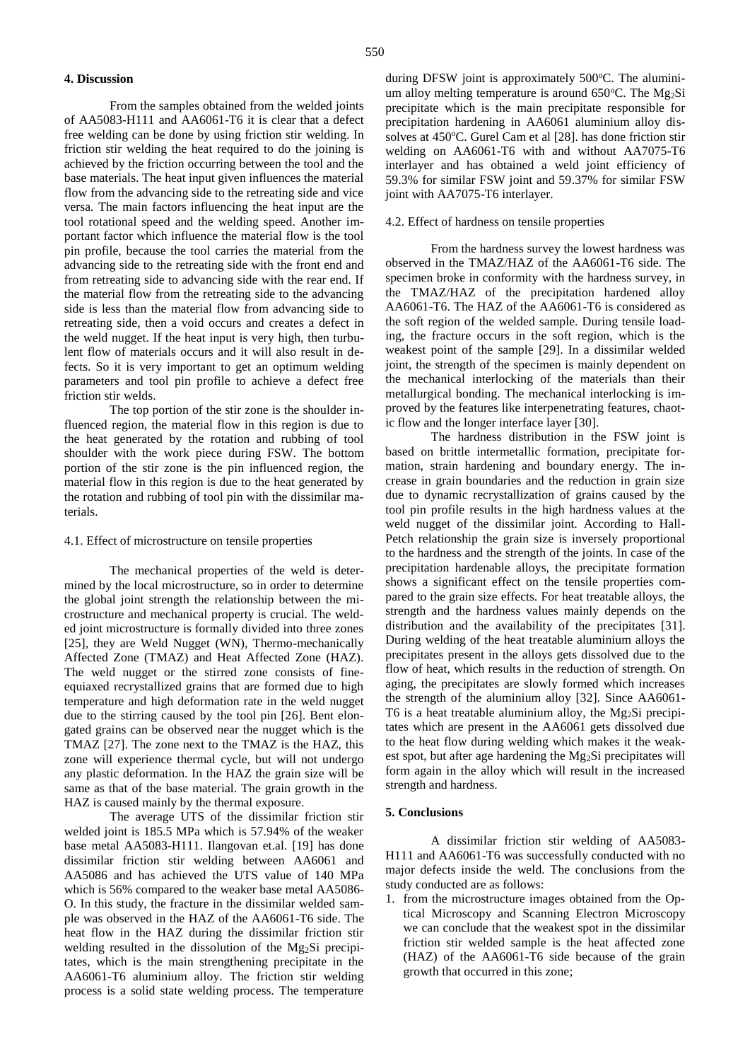## 4. Discussion

From the samples obtained from the welded joints of AA5083-H111 and AA6061-T6 it is clear that a defect free welding can be done by using friction stir welding. In friction stir welding the heat required to do the joining is achieved by the friction occurring between the tool and the base materials. The heat input given influences the material flow from the advancing side to the retreating side and vice versa. The main factors influencing the heat input are the tool rotational speed and the welding speed. Another important factor which influence the material flow is the tool pin profile, because the tool carries the material from the advancing side to the retreating side with the front end and from retreating side to advancing side with the rear end. If the material flow from the retreating side to the advancing side is less than the material flow from advancing side to retreating side, then a void occurs and creates a defect in the weld nugget. If the heat input is very high, then turbulent flow of materials occurs and it will also result in defects. So it is very important to get an optimum welding parameters and tool pin profile to achieve a defect free friction stir welds.

The top portion of the stir zone is the shoulder influenced region, the material flow in this region is due to the heat generated by the rotation and rubbing of tool shoulder with the work piece during FSW. The bottom portion of the stir zone is the pin influenced region, the material flow in this region is due to the heat generated by the rotation and rubbing of tool pin with the dissimilar materials.

### 4.1. Effect of microstructure on tensile properties

The mechanical properties of the weld is determined by the local microstructure, so in order to determine the global joint strength the relationship between the microstructure and mechanical property is crucial. The welded joint microstructure is formally divided into three zones [25], they are Weld Nugget (WN), Thermo-mechanically Affected Zone (TMAZ) and Heat Affected Zone (HAZ). The weld nugget or the stirred zone consists of fine-equiaxed recrystallized grains that are formed due to high temperature and high deformation rate in the weld nugget due to the stirring caused by the tool pin [26]. Bent elongated grains can be observed near the nugget which is the TMAZ [27]. The zone next to the TMAZ is the HAZ, this zone will experience thermal cycle, but will not undergo any plastic deformation. In the HAZ the grain size will be same as that of the base material. The grain growth in the HAZ is caused mainly by the thermal exposure.

The average UTS of the dissimilar friction stir welded joint is 185.5 MPa which is 57.94% of the weaker base metal AA5083-H111. Ilangovan et.al. [19] has done dissimilar friction stir welding between AA6061 and AA5086 and has achieved the UTS value of 140 MPa which is 56% compared to the weaker base metal AA5086-O. In this study, the fracture in the dissimilar welded sample was observed in the HAZ of the AA6061-T6 side. The heat flow in the HAZ during the dissimilar friction stir welding resulted in the dissolution of the $Mg_2Si$ precipitates, which is the main strengthening precipitate in the AA6061-T6 aluminium alloy. The friction stir welding process is a solid state welding process. The temperature during DFSW joint is approximately 500°C. The aluminium alloy melting temperature is around 650°C. The $Mg_2Si$ precipitate which is the main precipitate responsible for precipitation hardening in AA6061 aluminium alloy dissolves at 450°C. Gurel Cam et al [28]. has done friction stir welding on AA6061-T6 with and without AA7075-T6 interlayer and has obtained a weld joint efficiency of 59.3% for similar FSW joint and 59.37% for similar FSW joint with AA7075-T6 interlayer.

### 4.2. Effect of hardness on tensile properties

From the hardness survey the lowest hardness was observed in the TMAZ/HAZ of the AA6061-T6 side. The specimen broke in conformity with the hardness survey, in the TMAZ/HAZ of the precipitation hardened alloy AA6061-T6. The HAZ of the AA6061-T6 is considered as the soft region of the welded sample. During tensile loading, the fracture occurs in the soft region, which is the weakest point of the sample [29]. In a dissimilar welded joint, the strength of the specimen is mainly dependent on the mechanical interlocking of the materials than their metallurgical bonding. The mechanical interlocking is improved by the features like interpenetrating features, chaotic flow and the longer interface layer [30].

The hardness distribution in the FSW joint is based on brittle intermetallic formation, precipitate formation, strain hardening and boundary energy. The increase in grain boundaries and the reduction in grain size due to dynamic recrystallization of grains caused by the tool pin profile results in the high hardness values at the weld nugget of the dissimilar joint. According to Hall-Petch relationship the grain size is inversely proportional to the hardness and the strength of the joints. In case of the precipitation hardenable alloys, the precipitate formation shows a significant effect on the tensile properties compared to the grain size effects. For heat treatable alloys, the strength and the hardness values mainly depends on the distribution and the availability of the precipitates [31]. During welding of the heat treatable aluminium alloys the precipitates present in the alloys gets dissolved due to the flow of heat, which results in the reduction of strength. On aging, the precipitates are slowly formed which increases the strength of the aluminium alloy [32]. Since AA6061-T6 is a heat treatable aluminium alloy, the $Mg_2Si$ precipitates which are present in the AA6061 gets dissolved due to the heat flow during welding which makes it the weakest spot, but after age hardening the $Mg_2Si$ precipitates will form again in the alloy which will result in the increased strength and hardness.

## 5. Conclusions

A dissimilar friction stir welding of AA5083-H111 and AA6061-T6 was successfully conducted with no major defects inside the weld. The conclusions from the study conducted are as follows:

1. from the microstructure images obtained from the Optical Microscopy and Scanning Electron Microscopy we can conclude that the weakest spot in the dissimilar friction stir welded sample is the heat affected zone (HAZ) of the AA6061-T6 side because of the grain growth that occurred in this zone;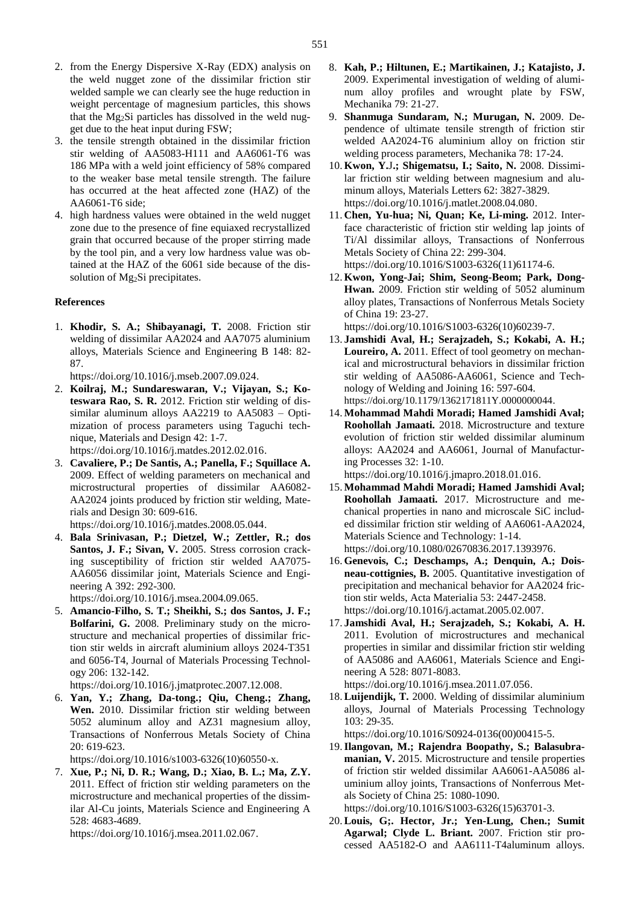2. from the Energy Dispersive X-Ray (EDX) analysis on the weld nugget zone of the dissimilar friction stir welded sample we can clearly see the huge reduction in weight percentage of magnesium particles, this shows that the $Mg_2Si$ particles has dissolved in the weld nugget due to the heat input during FSW;
3. the tensile strength obtained in the dissimilar friction stir welding of AA5083-H111 and AA6061-T6 was 186 MPa with a weld joint efficiency of 58% compared to the weaker base metal tensile strength. The failure has occurred at the heat affected zone (HAZ) of the AA6061-T6 side;
4. high hardness values were obtained in the weld nugget zone due to the presence of fine equiaxed recrystallized grain that occurred because of the proper stirring made by the tool pin, and a very low hardness value was obtained at the HAZ of the 6061 side because of the dissolution of $Mg_2Si$ precipitates.

## References

1. **Khodir, S. A.; Shibayanagi, T.** 2008. Friction stir welding of dissimilar AA2024 and AA7075 aluminium alloys, Materials Science and Engineering B 148: 82-87. https://doi.org/10.1016/j.mseb.2007.09.024.
2. **Koilraj, M.; Sundareswaran, V.; Vijayan, S.; Koteswara Rao, S. R.** 2012. Friction stir welding of dissimilar aluminum alloys AA2219 to AA5083 – Optimization of process parameters using Taguchi technique, Materials and Design 42: 1-7. https://doi.org/10.1016/j.matdes.2012.02.016.
3. **Cavaliere, P.; De Santis, A.; Panella, F.; Squillace A.** 2009. Effect of welding parameters on mechanical and microstructural properties of dissimilar AA6082-AA2024 joints produced by friction stir welding, Materials and Design 30: 609-616. https://doi.org/10.1016/j.matdes.2008.05.044.
4. **Bala Srinivasan, P.; Dietzel, W.; Zettler, R.; dos Santos, J. F.; Sivan, V.** 2005. Stress corrosion cracking susceptibility of friction stir welded AA7075-AA6056 dissimilar joint, Materials Science and Engineering A 392: 292-300. https://doi.org/10.1016/j.msea.2004.09.065.
5. **Amancio-Filho, S. T.; Sheikhi, S.; dos Santos, J. F.; Bolfarini, G.** 2008. Preliminary study on the microstructure and mechanical properties of dissimilar friction stir welds in aircraft aluminium alloys 2024-T351 and 6056-T4, Journal of Materials Processing Technology 206: 132-142. https://doi.org/10.1016/j.jmatprotec.2007.12.008.
6. **Yan, Y.; Zhang, Da-tong.; Qiu, Cheng.; Zhang, Wen.** 2010. Dissimilar friction stir welding between 5052 aluminum alloy and AZ31 magnesium alloy, Transactions of Nonferrous Metals Society of China 20: 619-623. https://doi.org/10.1016/s1003-6326(10)60550-x.
7. **Xue, P.; Ni, D. R.; Wang, D.; Xiao, B. L.; Ma, Z.Y.** 2011. Effect of friction stir welding parameters on the microstructure and mechanical properties of the dissimilar Al-Cu joints, Materials Science and Engineering A 528: 4683-4689. https://doi.org/10.1016/j.msea.2011.02.067.
8. **Kah, P.; Hiltunen, E.; Martikainen, J.; Katajisto, J.** 2009. Experimental investigation of welding of aluminum alloy profiles and wrought plate by FSW, Mechanika 79: 21-27.
9. **Shanmuga Sundaram, N.; Murugan, N.** 2009. Dependence of ultimate tensile strength of friction stir welded AA2024-T6 aluminium alloy on friction stir welding process parameters, Mechanika 78: 17-24.
10. **Kwon, Y.J.; Shigematsu, I.; Saito, N.** 2008. Dissimilar friction stir welding between magnesium and aluminum alloys, Materials Letters 62: 3827-3829. https://doi.org/10.1016/j.matlet.2008.04.080.
11. **Chen, Yu-hua; Ni, Quan; Ke, Li-ming.** 2012. Interface characteristic of friction stir welding lap joints of Ti/Al dissimilar alloys, Transactions of Nonferrous Metals Society of China 22: 299-304. https://doi.org/10.1016/S1003-6326(11)61174-6.
12. **Kwon, Yong-Jai; Shim, Seong-Beom; Park, Dong-Hwan.** 2009. Friction stir welding of 5052 aluminum alloy plates, Transactions of Nonferrous Metals Society of China 19: 23-27. https://doi.org/10.1016/S1003-6326(10)60239-7.
13. **Jamshidi Aval, H.; Serajzadeh, S.; Kokabi, A. H.; Loureiro, A.** 2011. Effect of tool geometry on mechanical and microstructural behaviors in dissimilar friction stir welding of AA5086-AA6061, Science and Technology of Welding and Joining 16: 597-604. https://doi.org/10.1179/1362171811Y.0000000044.
14. **Mohammad Mahdi Moradi; Hamed Jamshidi Aval; Roohollah Jamaati.** 2018. Microstructure and texture evolution of friction stir welded dissimilar aluminum alloys: AA2024 and AA6061, Journal of Manufacturing Processes 32: 1-10. https://doi.org/10.1016/j.jmapro.2018.01.016.
15. **Mohammad Mahdi Moradi; Hamed Jamshidi Aval; Roohollah Jamaati.** 2017. Microstructure and mechanical properties in nano and microscale SiC included dissimilar friction stir welding of AA6061-AA2024, Materials Science and Technology: 1-14. https://doi.org/10.1080/02670836.2017.1393976.
16. **Genevois, C.; Deschamps, A.; Denquin, A.; Doisneau-cottignies, B.** 2005. Quantitative investigation of precipitation and mechanical behavior for AA2024 friction stir welds, Acta Materialia 53: 2447-2458. https://doi.org/10.1016/j.actamat.2005.02.007.
17. **Jamshidi Aval, H.; Serajzadeh, S.; Kokabi, A. H.** 2011. Evolution of microstructures and mechanical properties in similar and dissimilar friction stir welding of AA5086 and AA6061, Materials Science and Engineering A 528: 8071-8083. https://doi.org/10.1016/j.msea.2011.07.056.
18. **Luijendijk, T.** 2000. Welding of dissimilar aluminium alloys, Journal of Materials Processing Technology 103: 29-35. https://doi.org/10.1016/S0924-0136(00)00415-5.
19. **Ilangovan, M.; Rajendra Boopathy, S.; Balasubramanian, V.** 2015. Microstructure and tensile properties of friction stir welded dissimilar AA6061-AA5086 aluminium alloy joints, Transactions of Nonferrous Metals Society of China 25: 1080-1090. https://doi.org/10.1016/S1003-6326(15)63701-3.
20. **Louis, G;. Hector, Jr.; Yen-Lung, Chen.; Sumit Agarwal; Clyde L. Briant.** 2007. Friction stir processed AA5182-O and AA6111-T4aluminum alloys.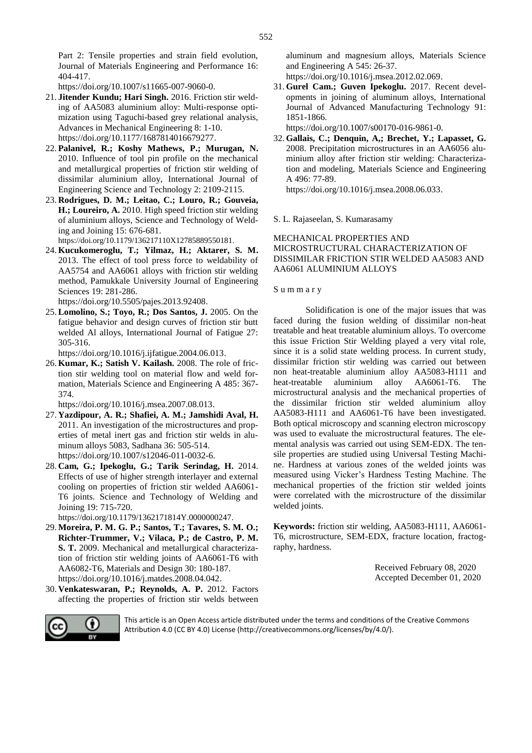Part 2: Tensile properties and strain field evolution, Journal of Materials Engineering and Performance 16: 404-417.
https://doi.org/10.1007/s11665-007-9060-0.

21. **Jitender Kundu; Hari Singh.** 2016. Friction stir welding of AA5083 aluminium alloy: Multi-response optimization using Taguchi-based grey relational analysis, Advances in Mechanical Engineering 8: 1-10.
https://doi.org/10.1177/1687814016679277.

22. **Palanivel, R.; Koshy Mathews, P.; Murugan, N.** 2010. Influence of tool pin profile on the mechanical and metallurgical properties of friction stir welding of dissimilar aluminium alloy, International Journal of Engineering Science and Technology 2: 2109-2115.

23. **Rodrigues, D. M.; Leitao, C.; Louro, R.; Gouveia, H.; Loureiro, A.** 2010. High speed friction stir welding of aluminium alloys, Science and Technology of Welding and Joining 15: 676-681.
https://doi.org/10.1179/136217110X12785889550181.

24. **Kucukomeroglu, T.; Yilmaz, H.; Aktarer, S. M.** 2013. The effect of tool press force to weldability of AA5754 and AA6061 alloys with friction stir welding method, Pamukkale University Journal of Engineering Sciences 19: 281-286.
https://doi.org/10.5505/pajes.2013.92408.

25. **Lomolino, S.; Toyo, R.; Dos Santos, J.** 2005. On the fatigue behavior and design curves of friction stir butt welded Al alloys, International Journal of Fatigue 27: 305-316.
https://doi.org/10.1016/j.ijfatigue.2004.06.013.

26. **Kumar, K.; Satish V. Kailash.** 2008. The role of friction stir welding tool on material flow and weld formation, Materials Science and Engineering A 485: 367-374.
https://doi.org/10.1016/j.msea.2007.08.013.

27. **Yazdipour, A. R.; Shafiei, A. M.; Jamshidi Aval, H.** 2011. An investigation of the microstructures and properties of metal inert gas and friction stir welds in aluminum alloys 5083, Sadhana 36: 505-514.
https://doi.org/10.1007/s12046-011-0032-6.

28. **Cam, G.; Ipekoglu, G.; Tarik Serindag, H.** 2014. Effects of use of higher strength interlayer and external cooling on properties of friction stir welded AA6061-T6 joints. Science and Technology of Welding and Joining 19: 715-720.
https://doi.org/10.1179/1362171814Y.0000000247.

29. **Moreira, P. M. G. P.; Santos, T.; Tavares, S. M. O.; Richter-Trummer, V.; Vilaca, P.; de Castro, P. M. S. T.** 2009. Mechanical and metallurgical characterization of friction stir welding joints of AA6061-T6 with AA6082-T6, Materials and Design 30: 180-187.
https://doi.org/10.1016/j.matdes.2008.04.042.

30. **Venkateswaran, P.; Reynolds, A. P.** 2012. Factors affecting the properties of friction stir welds between aluminum and magnesium alloys, Materials Science and Engineering A 545: 26-37.
https://doi.org/10.1016/j.msea.2012.02.069.

31. **Gurel Cam.; Guven Ipekoglu.** 2017. Recent developments in joining of aluminum alloys, International Journal of Advanced Manufacturing Technology 91: 1851-1866.
https://doi.org/10.1007/s00170-016-9861-0.

32. **Gallais, C.; Denquin, A,; Brechet, Y.; Lapasset, G.** 2008. Precipitation microstructures in an AA6056 aluminium alloy after friction stir welding: Characterization and modeling, Materials Science and Engineering A 496: 77-89.
https://doi.org/10.1016/j.msea.2008.06.033.

S. L. Rajaseelan, S. Kumarasamy

MECHANICAL PROPERTIES AND MICROSTRUCTURAL CHARACTERIZATION OF DISSIMILAR FRICTION STIR WELDED AA5083 AND AA6061 ALUMINIUM ALLOYS

S u m m a r y

Solidification is one of the major issues that was faced during the fusion welding of dissimilar non-heat treatable and heat treatable aluminium alloys. To overcome this issue Friction Stir Welding played a very vital role, since it is a solid state welding process. In current study, dissimilar friction stir welding was carried out between non heat-treatable aluminium alloy AA5083-H111 and heat-treatable aluminium alloy AA6061-T6. The microstructural analysis and the mechanical properties of the dissimilar friction stir welded aluminium alloy AA5083-H111 and AA6061-T6 have been investigated. Both optical microscopy and scanning electron microscopy was used to evaluate the microstructural features. The elemental analysis was carried out using SEM-EDX. The tensile properties are studied using Universal Testing Machine. Hardness at various zones of the welded joints was measured using Vicker's Hardness Testing Machine. The mechanical properties of the friction stir welded joints were correlated with the microstructure of the dissimilar welded joints.

**Keywords:** friction stir welding, AA5083-H111, AA6061-T6, microstructure, SEM-EDX, fracture location, fractography, hardness.

Received February 08, 2020
Accepted December 01, 2020

This article is an Open Access article distributed under the terms and conditions of the Creative Commons Attribution 4.0 (CC BY 4.0) License (http://creativecommons.org/licenses/by/4.0/).